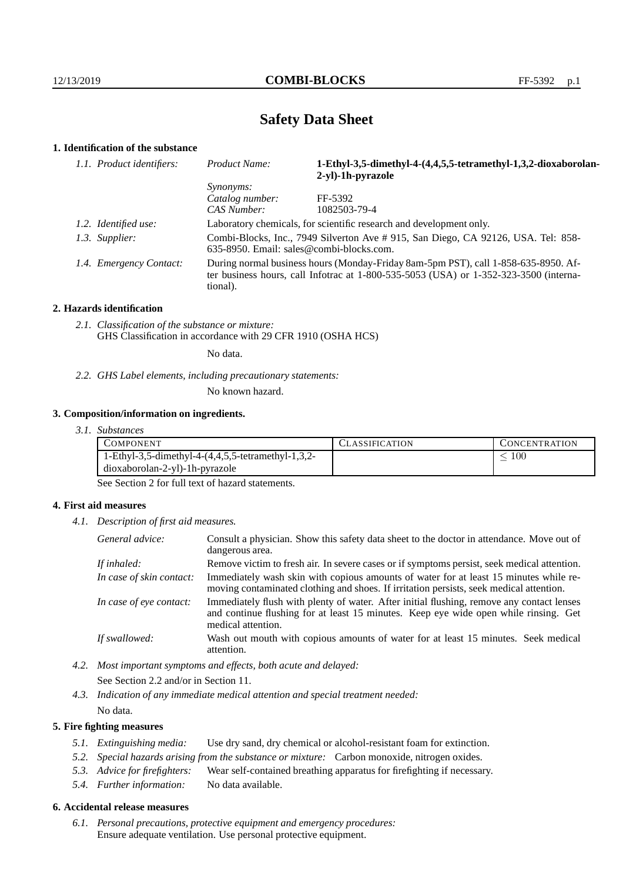# Safety Data Sheet

## 1. Identification of the substance

| | | |
|---|---|---|
| *1.1. Product identifiers:* | *Product Name:* | **1-Ethyl-3,5-dimethyl-4-(4,4,5,5-tetramethyl-1,3,2-dioxaborolan-2-yl)-1h-pyrazole** |
| | *Synonyms:* | |
| | *Catalog number:* | FF-5392 |
| | *CAS Number:* | 1082503-79-4 |
| *1.2. Identified use:* | Laboratory chemicals, for scientific research and development only. | |
| *1.3. Supplier:* | Combi-Blocks, Inc., 7949 Silverton Ave # 915, San Diego, CA 92126, USA. Tel: 858-635-8950. Email: sales@combi-blocks.com. | |
| *1.4. Emergency Contact:* | During normal business hours (Monday-Friday 8am-5pm PST), call 1-858-635-8950. After business hours, call Infotrac at 1-800-535-5053 (USA) or 1-352-323-3500 (international). | |

## 2. Hazards identification

*2.1. Classification of the substance or mixture:*
GHS Classification in accordance with 29 CFR 1910 (OSHA HCS)

No data.

*2.2. GHS Label elements, including precautionary statements:*

No known hazard.

## 3. Composition/information on ingredients.

*3.1. Substances*

| COMPONENT | CLASSIFICATION | CONCENTRATION |
|---|---|---|
| 1-Ethyl-3,5-dimethyl-4-(4,4,5,5-tetramethyl-1,3,2-dioxaborolan-2-yl)-1h-pyrazole | | $\leq$ 100 |

See Section 2 for full text of hazard statements.

## 4. First aid measures

*4.1. Description of first aid measures.*

| | |
|---|---|
| *General advice:* | Consult a physician. Show this safety data sheet to the doctor in attendance. Move out of dangerous area. |
| *If inhaled:* | Remove victim to fresh air. In severe cases or if symptoms persist, seek medical attention. |
| *In case of skin contact:* | Immediately wash skin with copious amounts of water for at least 15 minutes while removing contaminated clothing and shoes. If irritation persists, seek medical attention. |
| *In case of eye contact:* | Immediately flush with plenty of water. After initial flushing, remove any contact lenses and continue flushing for at least 15 minutes. Keep eye wide open while rinsing. Get medical attention. |
| *If swallowed:* | Wash out mouth with copious amounts of water for at least 15 minutes. Seek medical attention. |

*4.2. Most important symptoms and effects, both acute and delayed:*
See Section 2.2 and/or in Section 11.

*4.3. Indication of any immediate medical attention and special treatment needed:*
No data.

## 5. Fire fighting measures

*5.1. Extinguishing media:* Use dry sand, dry chemical or alcohol-resistant foam for extinction.

*5.2. Special hazards arising from the substance or mixture:* Carbon monoxide, nitrogen oxides.

*5.3. Advice for firefighters:* Wear self-contained breathing apparatus for firefighting if necessary.

*5.4. Further information:* No data available.

## 6. Accidental release measures

*6.1. Personal precautions, protective equipment and emergency procedures:*
Ensure adequate ventilation. Use personal protective equipment.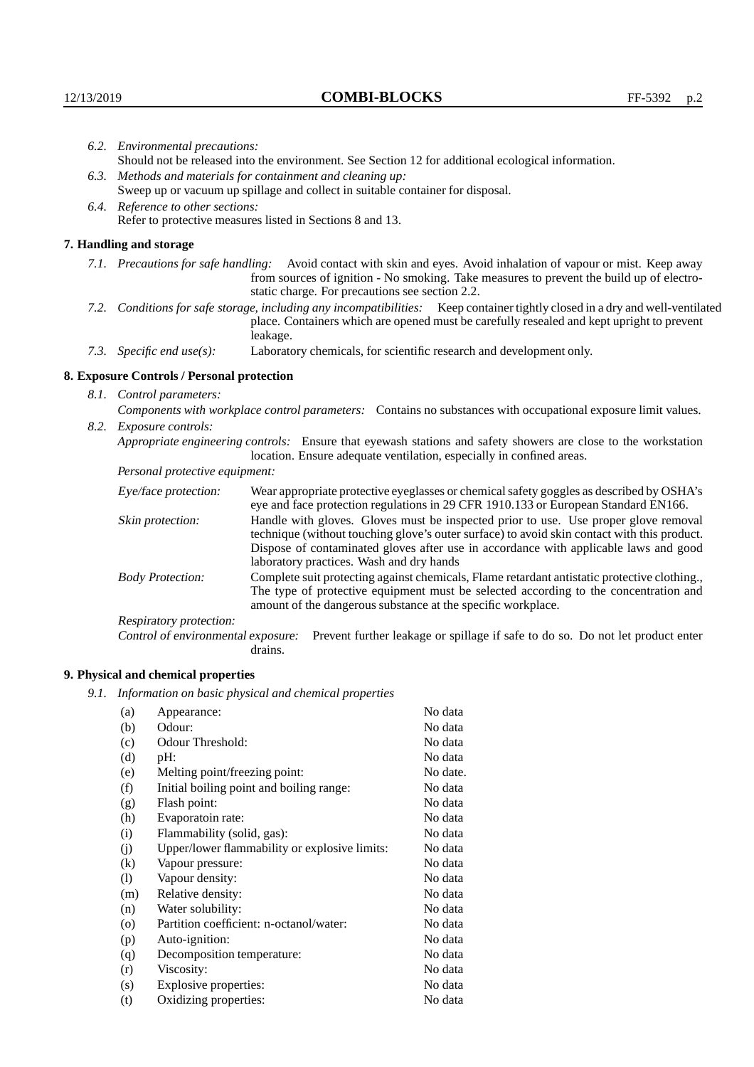*6.2. Environmental precautions:*
Should not be released into the environment. See Section 12 for additional ecological information.

*6.3. Methods and materials for containment and cleaning up:*
Sweep up or vacuum up spillage and collect in suitable container for disposal.

*6.4. Reference to other sections:*
Refer to protective measures listed in Sections 8 and 13.

## 7. Handling and storage

*7.1. Precautions for safe handling:* Avoid contact with skin and eyes. Avoid inhalation of vapour or mist. Keep away from sources of ignition - No smoking. Take measures to prevent the build up of electrostatic charge. For precautions see section 2.2.

*7.2. Conditions for safe storage, including any incompatibilities:* Keep container tightly closed in a dry and well-ventilated place. Containers which are opened must be carefully resealed and kept upright to prevent leakage.

*7.3. Specific end use(s):* Laboratory chemicals, for scientific research and development only.

## 8. Exposure Controls / Personal protection

*8.1. Control parameters:*

*Components with workplace control parameters:* Contains no substances with occupational exposure limit values.

*8.2. Exposure controls:*

*Appropriate engineering controls:* Ensure that eyewash stations and safety showers are close to the workstation location. Ensure adequate ventilation, especially in confined areas.

*Personal protective equipment:*

*Eye/face protection:* Wear appropriate protective eyeglasses or chemical safety goggles as described by OSHA's eye and face protection regulations in 29 CFR 1910.133 or European Standard EN166.

*Skin protection:* Handle with gloves. Gloves must be inspected prior to use. Use proper glove removal technique (without touching glove's outer surface) to avoid skin contact with this product. Dispose of contaminated gloves after use in accordance with applicable laws and good laboratory practices. Wash and dry hands

*Body Protection:* Complete suit protecting against chemicals, Flame retardant antistatic protective clothing., The type of protective equipment must be selected according to the concentration and amount of the dangerous substance at the specific workplace.

*Respiratory protection:*

*Control of environmental exposure:* Prevent further leakage or spillage if safe to do so. Do not let product enter drains.

## 9. Physical and chemical properties

*9.1. Information on basic physical and chemical properties*

| | | |
|---|---|---|
| (a) | Appearance: | No data |
| (b) | Odour: | No data |
| (c) | Odour Threshold: | No data |
| (d) | pH: | No data |
| (e) | Melting point/freezing point: | No date. |
| (f) | Initial boiling point and boiling range: | No data |
| (g) | Flash point: | No data |
| (h) | Evaporatoin rate: | No data |
| (i) | Flammability (solid, gas): | No data |
| (j) | Upper/lower flammability or explosive limits: | No data |
| (k) | Vapour pressure: | No data |
| (l) | Vapour density: | No data |
| (m) | Relative density: | No data |
| (n) | Water solubility: | No data |
| (o) | Partition coefficient: n-octanol/water: | No data |
| (p) | Auto-ignition: | No data |
| (q) | Decomposition temperature: | No data |
| (r) | Viscosity: | No data |
| (s) | Explosive properties: | No data |
| (t) | Oxidizing properties: | No data |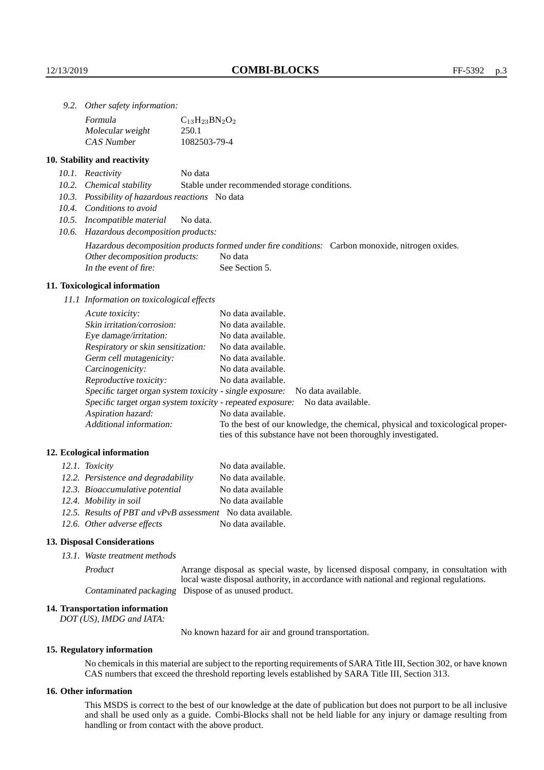*9.2. Other safety information:*

| | |
|---|---|
| *Formula* | $C_{13}H_{23}BN_2O_2$ |
| *Molecular weight* | 250.1 |
| *CAS Number* | 1082503-79-4 |

### 10. Stability and reactivity

*10.1. Reactivity* No data

*10.2. Chemical stability* Stable under recommended storage conditions.

*10.3. Possibility of hazardous reactions* No data

*10.4. Conditions to avoid*

*10.5. Incompatible material* No data.

*10.6. Hazardous decomposition products:*

*Hazardous decomposition products formed under fire conditions:* Carbon monoxide, nitrogen oxides.

*Other decomposition products:* No data

*In the event of fire:* See Section 5.

### 11. Toxicological information

*11.1 Information on toxicological effects*

| | |
|---|---|
| *Acute toxicity:* | No data available. |
| *Skin irritation/corrosion:* | No data available. |
| *Eye damage/irritation:* | No data available. |
| *Respiratory or skin sensitization:* | No data available. |
| *Germ cell mutagenicity:* | No data available. |
| *Carcinogenicity:* | No data available. |
| *Reproductive toxicity:* | No data available. |
| *Specific target organ system toxicity - single exposure:* | No data available. |
| *Specific target organ system toxicity - repeated exposure:* | No data available. |
| *Aspiration hazard:* | No data available. |
| *Additional information:* | To the best of our knowledge, the chemical, physical and toxicological properties of this substance have not been thoroughly investigated. |

### 12. Ecological information

| | |
|---|---|
| *12.1. Toxicity* | No data available. |
| *12.2. Persistence and degradability* | No data available. |
| *12.3. Bioaccumulative potential* | No data available |
| *12.4. Mobility in soil* | No data available |
| *12.5. Results of PBT and vPvB assessment* | No data available. |
| *12.6. Other adverse effects* | No data available. |

### 13. Disposal Considerations

*13.1. Waste treatment methods*

*Product* Arrange disposal as special waste, by licensed disposal company, in consultation with local waste disposal authority, in accordance with national and regional regulations.

*Contaminated packaging* Dispose of as unused product.

### 14. Transportation information

*DOT (US), IMDG and IATA:*

No known hazard for air and ground transportation.

### 15. Regulatory information

No chemicals in this material are subject to the reporting requirements of SARA Title III, Section 302, or have known CAS numbers that exceed the threshold reporting levels established by SARA Title III, Section 313.

### 16. Other information

This MSDS is correct to the best of our knowledge at the date of publication but does not purport to be all inclusive and shall be used only as a guide. Combi-Blocks shall not be held liable for any injury or damage resulting from handling or from contact with the above product.